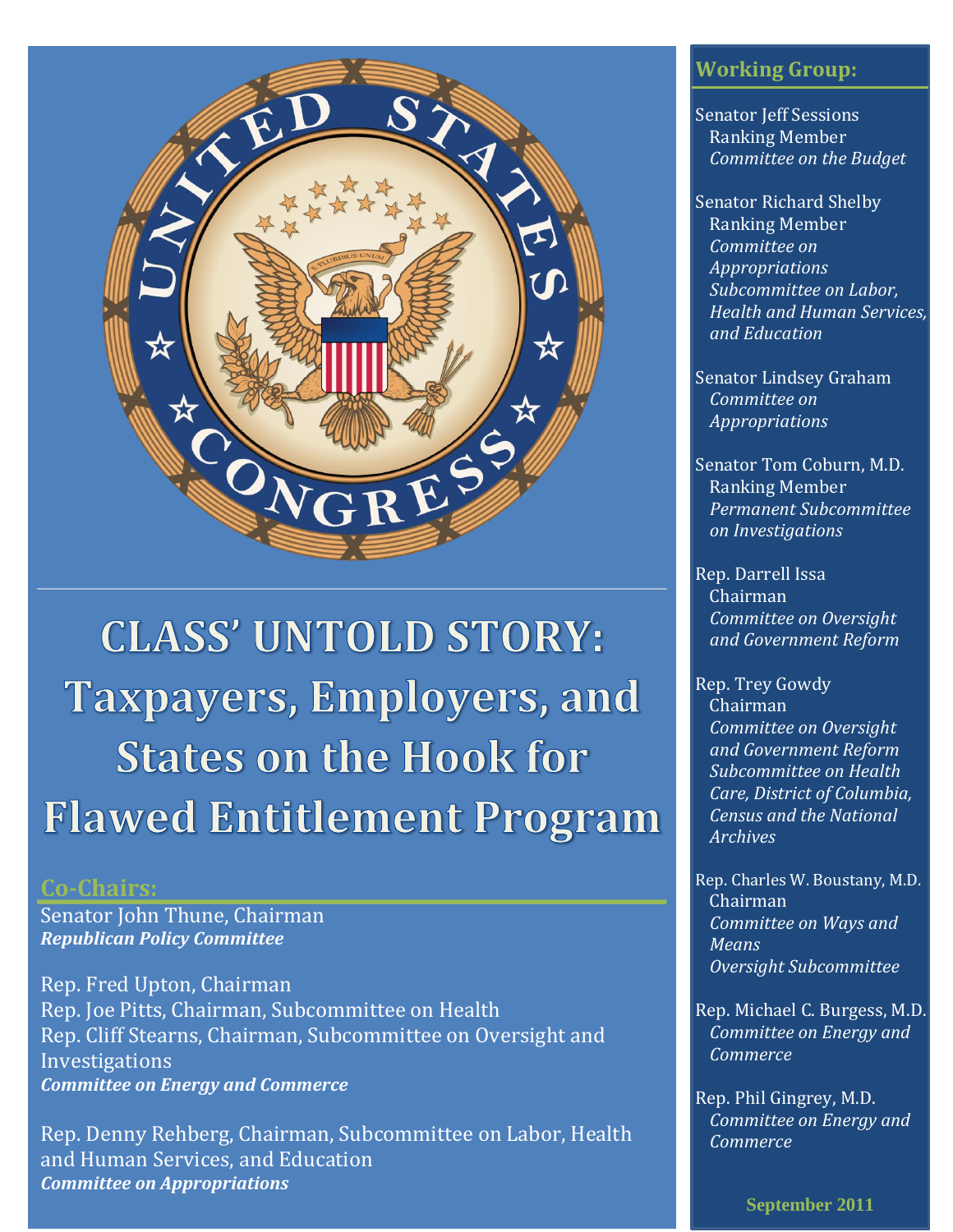# CLASS' UNTOLD STORY: Taxpayers, Employers, and States on the Hook for Flawed Entitlement Program

## Co-Chairs:

Senator John Thune, Chairman
***Republican Policy Committee***

Rep. Fred Upton, Chairman
Rep. Joe Pitts, Chairman, Subcommittee on Health
Rep. Cliff Stearns, Chairman, Subcommittee on Oversight and Investigations
***Committee on Energy and Commerce***

Rep. Denny Rehberg, Chairman, Subcommittee on Labor, Health and Human Services, and Education
***Committee on Appropriations***

## Working Group:

Senator Jeff Sessions
Ranking Member
*Committee on the Budget*

Senator Richard Shelby
Ranking Member
*Committee on Appropriations Subcommittee on Labor, Health and Human Services, and Education*

Senator Lindsey Graham
*Committee on Appropriations*

Senator Tom Coburn, M.D.
Ranking Member
*Permanent Subcommittee on Investigations*

Rep. Darrell Issa
Chairman
*Committee on Oversight and Government Reform*

Rep. Trey Gowdy
Chairman
*Committee on Oversight and Government Reform Subcommittee on Health Care, District of Columbia, Census and the National Archives*

Rep. Charles W. Boustany, M.D.
Chairman
*Committee on Ways and Means Oversight Subcommittee*

Rep. Michael C. Burgess, M.D.
*Committee on Energy and Commerce*

Rep. Phil Gingrey, M.D.
*Committee on Energy and Commerce*

**September 2011**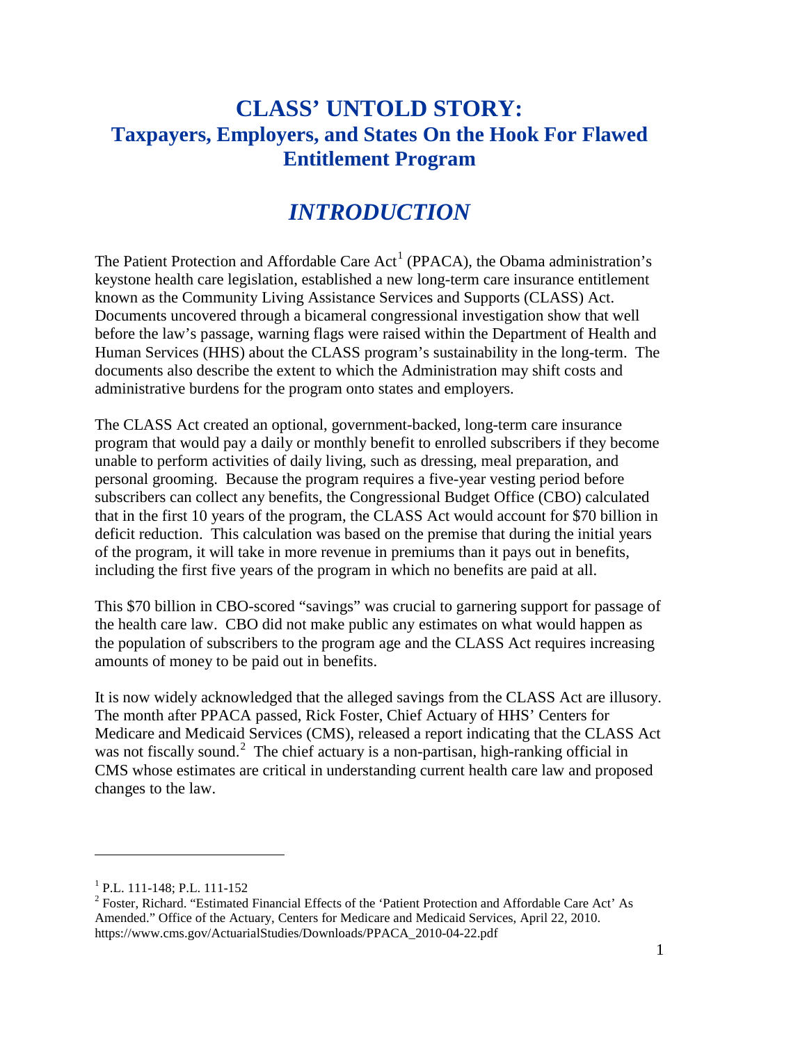# CLASS' UNTOLD STORY:

## Taxpayers, Employers, and States On the Hook For Flawed Entitlement Program

## *INTRODUCTION*

The Patient Protection and Affordable Care Act[1] (PPACA), the Obama administration's keystone health care legislation, established a new long-term care insurance entitlement known as the Community Living Assistance Services and Supports (CLASS) Act. Documents uncovered through a bicameral congressional investigation show that well before the law's passage, warning flags were raised within the Department of Health and Human Services (HHS) about the CLASS program's sustainability in the long-term. The documents also describe the extent to which the Administration may shift costs and administrative burdens for the program onto states and employers.

The CLASS Act created an optional, government-backed, long-term care insurance program that would pay a daily or monthly benefit to enrolled subscribers if they become unable to perform activities of daily living, such as dressing, meal preparation, and personal grooming. Because the program requires a five-year vesting period before subscribers can collect any benefits, the Congressional Budget Office (CBO) calculated that in the first 10 years of the program, the CLASS Act would account for $70 billion in deficit reduction. This calculation was based on the premise that during the initial years of the program, it will take in more revenue in premiums than it pays out in benefits, including the first five years of the program in which no benefits are paid at all.

This $70 billion in CBO-scored "savings" was crucial to garnering support for passage of the health care law. CBO did not make public any estimates on what would happen as the population of subscribers to the program age and the CLASS Act requires increasing amounts of money to be paid out in benefits.

It is now widely acknowledged that the alleged savings from the CLASS Act are illusory. The month after PPACA passed, Rick Foster, Chief Actuary of HHS' Centers for Medicare and Medicaid Services (CMS), released a report indicating that the CLASS Act was not fiscally sound.[2] The chief actuary is a non-partisan, high-ranking official in CMS whose estimates are critical in understanding current health care law and proposed changes to the law.

---

[1] P.L. 111-148; P.L. 111-152

[2] Foster, Richard. "Estimated Financial Effects of the 'Patient Protection and Affordable Care Act' As Amended." Office of the Actuary, Centers for Medicare and Medicaid Services, April 22, 2010. https://www.cms.gov/ActuarialStudies/Downloads/PPACA_2010-04-22.pdf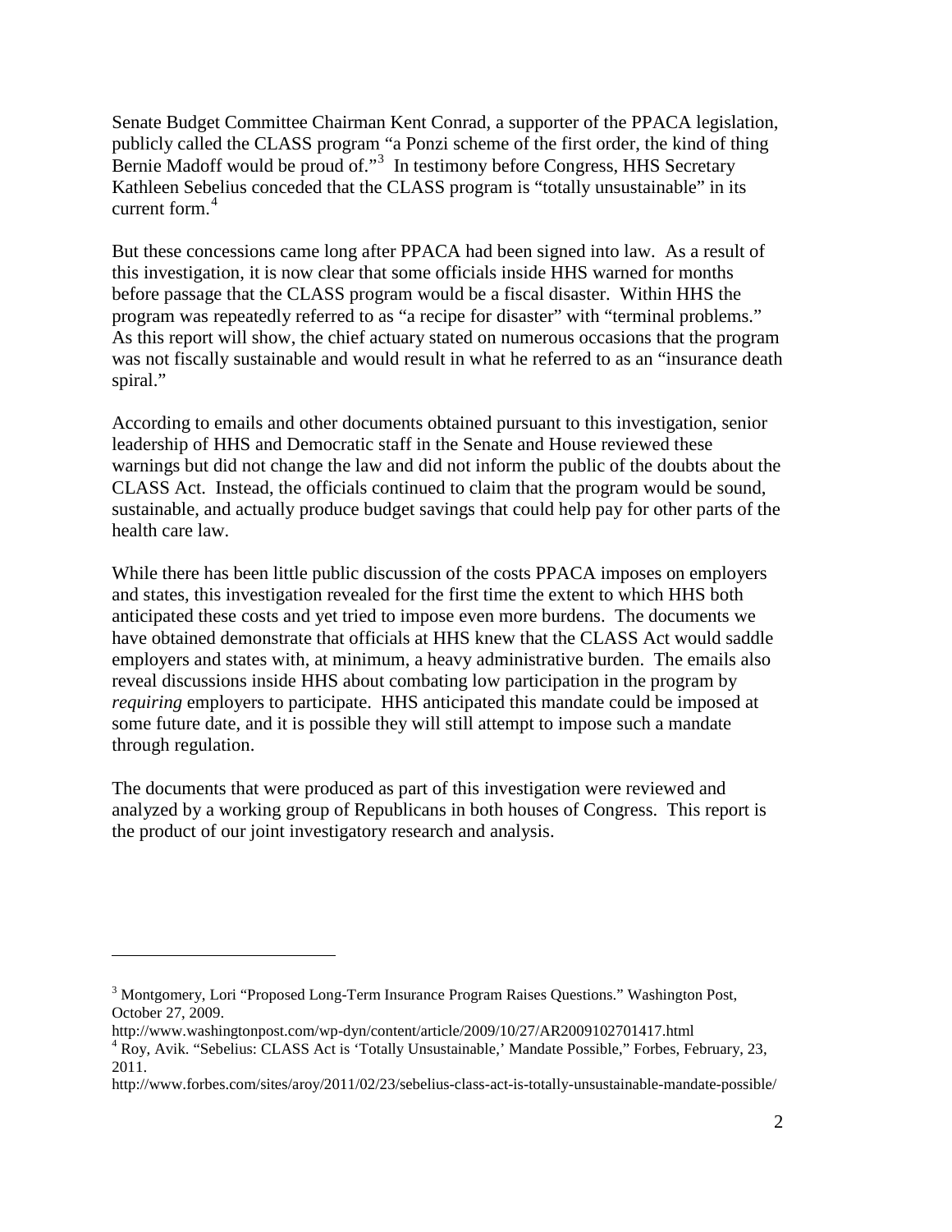Senate Budget Committee Chairman Kent Conrad, a supporter of the PPACA legislation, publicly called the CLASS program "a Ponzi scheme of the first order, the kind of thing Bernie Madoff would be proud of."[3] In testimony before Congress, HHS Secretary Kathleen Sebelius conceded that the CLASS program is "totally unsustainable" in its current form.[4]

But these concessions came long after PPACA had been signed into law. As a result of this investigation, it is now clear that some officials inside HHS warned for months before passage that the CLASS program would be a fiscal disaster. Within HHS the program was repeatedly referred to as "a recipe for disaster" with "terminal problems." As this report will show, the chief actuary stated on numerous occasions that the program was not fiscally sustainable and would result in what he referred to as an "insurance death spiral."

According to emails and other documents obtained pursuant to this investigation, senior leadership of HHS and Democratic staff in the Senate and House reviewed these warnings but did not change the law and did not inform the public of the doubts about the CLASS Act. Instead, the officials continued to claim that the program would be sound, sustainable, and actually produce budget savings that could help pay for other parts of the health care law.

While there has been little public discussion of the costs PPACA imposes on employers and states, this investigation revealed for the first time the extent to which HHS both anticipated these costs and yet tried to impose even more burdens. The documents we have obtained demonstrate that officials at HHS knew that the CLASS Act would saddle employers and states with, at minimum, a heavy administrative burden. The emails also reveal discussions inside HHS about combating low participation in the program by *requiring* employers to participate. HHS anticipated this mandate could be imposed at some future date, and it is possible they will still attempt to impose such a mandate through regulation.

The documents that were produced as part of this investigation were reviewed and analyzed by a working group of Republicans in both houses of Congress. This report is the product of our joint investigatory research and analysis.

---

[3] Montgomery, Lori "Proposed Long-Term Insurance Program Raises Questions." Washington Post, October 27, 2009.
http://www.washingtonpost.com/wp-dyn/content/article/2009/10/27/AR2009102701417.html

[4] Roy, Avik. "Sebelius: CLASS Act is 'Totally Unsustainable,' Mandate Possible," Forbes, February, 23, 2011.
http://www.forbes.com/sites/aroy/2011/02/23/sebelius-class-act-is-totally-unsustainable-mandate-possible/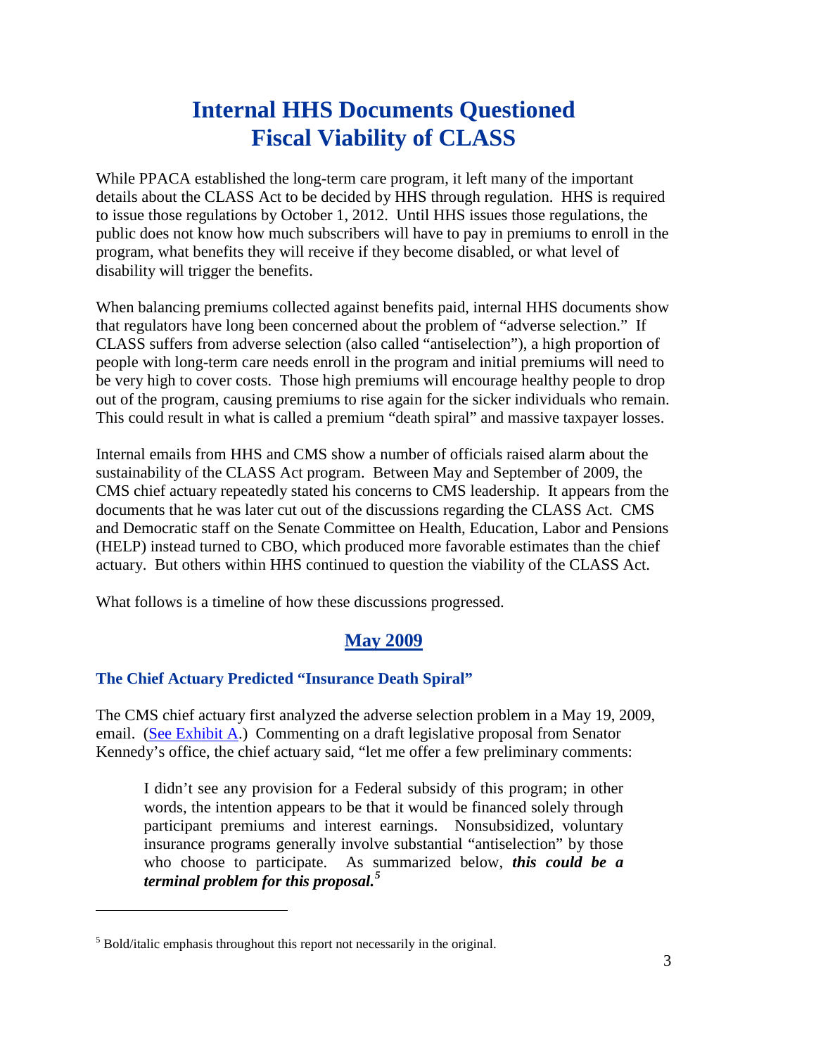# Internal HHS Documents Questioned Fiscal Viability of CLASS

While PPACA established the long-term care program, it left many of the important details about the CLASS Act to be decided by HHS through regulation. HHS is required to issue those regulations by October 1, 2012. Until HHS issues those regulations, the public does not know how much subscribers will have to pay in premiums to enroll in the program, what benefits they will receive if they become disabled, or what level of disability will trigger the benefits.

When balancing premiums collected against benefits paid, internal HHS documents show that regulators have long been concerned about the problem of "adverse selection." If CLASS suffers from adverse selection (also called "antiselection"), a high proportion of people with long-term care needs enroll in the program and initial premiums will need to be very high to cover costs. Those high premiums will encourage healthy people to drop out of the program, causing premiums to rise again for the sicker individuals who remain. This could result in what is called a premium "death spiral" and massive taxpayer losses.

Internal emails from HHS and CMS show a number of officials raised alarm about the sustainability of the CLASS Act program. Between May and September of 2009, the CMS chief actuary repeatedly stated his concerns to CMS leadership. It appears from the documents that he was later cut out of the discussions regarding the CLASS Act. CMS and Democratic staff on the Senate Committee on Health, Education, Labor and Pensions (HELP) instead turned to CBO, which produced more favorable estimates than the chief actuary. But others within HHS continued to question the viability of the CLASS Act.

What follows is a timeline of how these discussions progressed.

## May 2009

### The Chief Actuary Predicted "Insurance Death Spiral"

The CMS chief actuary first analyzed the adverse selection problem in a May 19, 2009, email. (See Exhibit A.) Commenting on a draft legislative proposal from Senator Kennedy's office, the chief actuary said, "let me offer a few preliminary comments:

> I didn't see any provision for a Federal subsidy of this program; in other words, the intention appears to be that it would be financed solely through participant premiums and interest earnings. Nonsubsidized, voluntary insurance programs generally involve substantial "antiselection" by those who choose to participate. As summarized below, ***this could be a terminal problem for this proposal.***[5]

---

[5] Bold/italic emphasis throughout this report not necessarily in the original.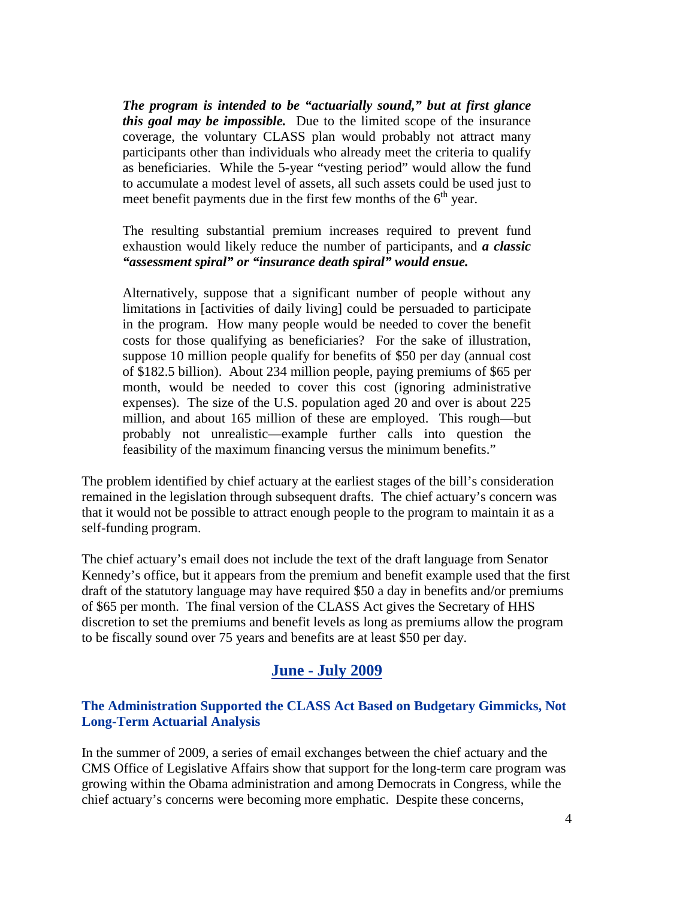> ***The program is intended to be "actuarially sound," but at first glance this goal may be impossible.*** Due to the limited scope of the insurance coverage, the voluntary CLASS plan would probably not attract many participants other than individuals who already meet the criteria to qualify as beneficiaries. While the 5-year "vesting period" would allow the fund to accumulate a modest level of assets, all such assets could be used just to meet benefit payments due in the first few months of the 6th year.
>
> The resulting substantial premium increases required to prevent fund exhaustion would likely reduce the number of participants, and ***a classic "assessment spiral" or "insurance death spiral" would ensue.***
>
> Alternatively, suppose that a significant number of people without any limitations in [activities of daily living] could be persuaded to participate in the program. How many people would be needed to cover the benefit costs for those qualifying as beneficiaries? For the sake of illustration, suppose 10 million people qualify for benefits of $50 per day (annual cost of $182.5 billion). About 234 million people, paying premiums of $65 per month, would be needed to cover this cost (ignoring administrative expenses). The size of the U.S. population aged 20 and over is about 225 million, and about 165 million of these are employed. This rough—but probably not unrealistic—example further calls into question the feasibility of the maximum financing versus the minimum benefits."

The problem identified by chief actuary at the earliest stages of the bill's consideration remained in the legislation through subsequent drafts. The chief actuary's concern was that it would not be possible to attract enough people to the program to maintain it as a self-funding program.

The chief actuary's email does not include the text of the draft language from Senator Kennedy's office, but it appears from the premium and benefit example used that the first draft of the statutory language may have required $50 a day in benefits and/or premiums of $65 per month. The final version of the CLASS Act gives the Secretary of HHS discretion to set the premiums and benefit levels as long as premiums allow the program to be fiscally sound over 75 years and benefits are at least $50 per day.

## June - July 2009

### The Administration Supported the CLASS Act Based on Budgetary Gimmicks, Not Long-Term Actuarial Analysis

In the summer of 2009, a series of email exchanges between the chief actuary and the CMS Office of Legislative Affairs show that support for the long-term care program was growing within the Obama administration and among Democrats in Congress, while the chief actuary's concerns were becoming more emphatic. Despite these concerns,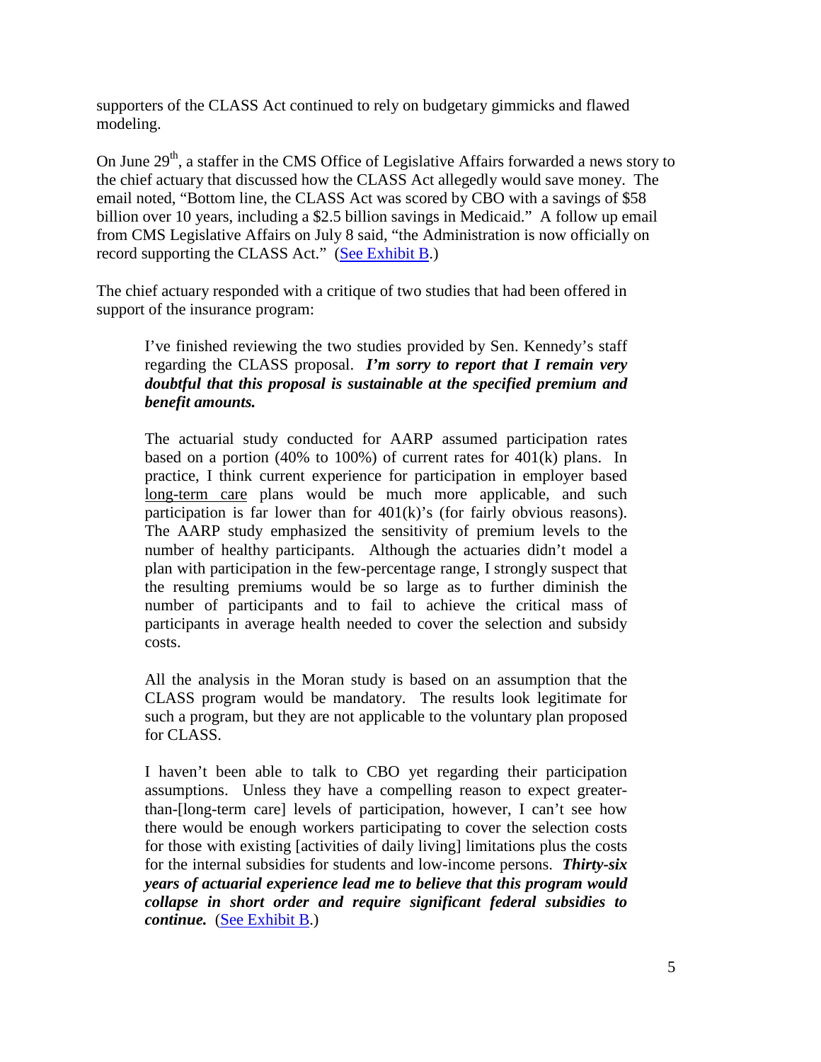supporters of the CLASS Act continued to rely on budgetary gimmicks and flawed modeling.

On June 29th, a staffer in the CMS Office of Legislative Affairs forwarded a news story to the chief actuary that discussed how the CLASS Act allegedly would save money. The email noted, "Bottom line, the CLASS Act was scored by CBO with a savings of $58 billion over 10 years, including a $2.5 billion savings in Medicaid." A follow up email from CMS Legislative Affairs on July 8 said, "the Administration is now officially on record supporting the CLASS Act." (See Exhibit B.)

The chief actuary responded with a critique of two studies that had been offered in support of the insurance program:

> I've finished reviewing the two studies provided by Sen. Kennedy's staff regarding the CLASS proposal. ***I'm sorry to report that I remain very doubtful that this proposal is sustainable at the specified premium and benefit amounts.***
>
> The actuarial study conducted for AARP assumed participation rates based on a portion (40% to 100%) of current rates for 401(k) plans. In practice, I think current experience for participation in employer based long-term care plans would be much more applicable, and such participation is far lower than for 401(k)'s (for fairly obvious reasons). The AARP study emphasized the sensitivity of premium levels to the number of healthy participants. Although the actuaries didn't model a plan with participation in the few-percentage range, I strongly suspect that the resulting premiums would be so large as to further diminish the number of participants and to fail to achieve the critical mass of participants in average health needed to cover the selection and subsidy costs.
>
> All the analysis in the Moran study is based on an assumption that the CLASS program would be mandatory. The results look legitimate for such a program, but they are not applicable to the voluntary plan proposed for CLASS.
>
> I haven't been able to talk to CBO yet regarding their participation assumptions. Unless they have a compelling reason to expect greater-than-[long-term care] levels of participation, however, I can't see how there would be enough workers participating to cover the selection costs for those with existing [activities of daily living] limitations plus the costs for the internal subsidies for students and low-income persons. ***Thirty-six years of actuarial experience lead me to believe that this program would collapse in short order and require significant federal subsidies to continue.*** (See Exhibit B.)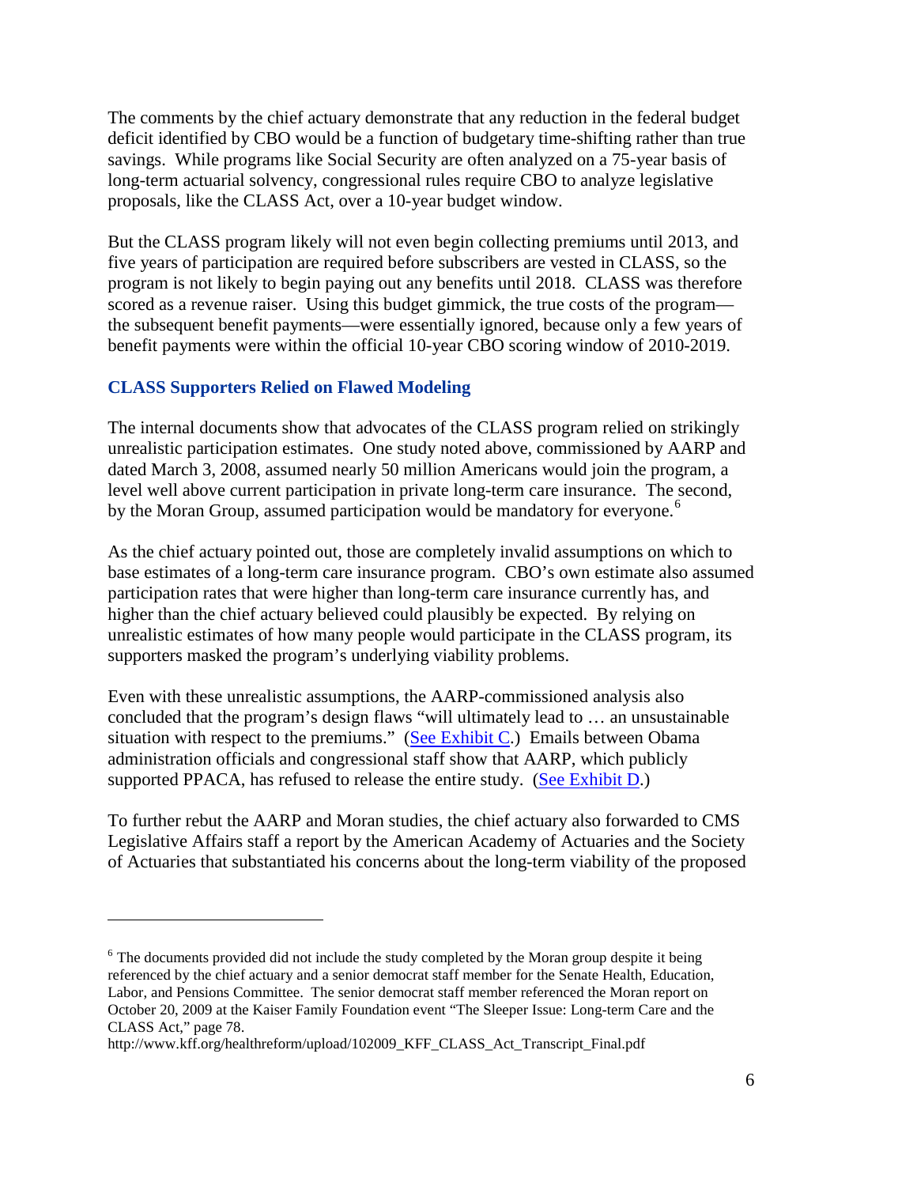The comments by the chief actuary demonstrate that any reduction in the federal budget deficit identified by CBO would be a function of budgetary time-shifting rather than true savings. While programs like Social Security are often analyzed on a 75-year basis of long-term actuarial solvency, congressional rules require CBO to analyze legislative proposals, like the CLASS Act, over a 10-year budget window.

But the CLASS program likely will not even begin collecting premiums until 2013, and five years of participation are required before subscribers are vested in CLASS, so the program is not likely to begin paying out any benefits until 2018. CLASS was therefore scored as a revenue raiser. Using this budget gimmick, the true costs of the program—the subsequent benefit payments—were essentially ignored, because only a few years of benefit payments were within the official 10-year CBO scoring window of 2010-2019.

### CLASS Supporters Relied on Flawed Modeling

The internal documents show that advocates of the CLASS program relied on strikingly unrealistic participation estimates. One study noted above, commissioned by AARP and dated March 3, 2008, assumed nearly 50 million Americans would join the program, a level well above current participation in private long-term care insurance. The second, by the Moran Group, assumed participation would be mandatory for everyone.[6]

As the chief actuary pointed out, those are completely invalid assumptions on which to base estimates of a long-term care insurance program. CBO's own estimate also assumed participation rates that were higher than long-term care insurance currently has, and higher than the chief actuary believed could plausibly be expected. By relying on unrealistic estimates of how many people would participate in the CLASS program, its supporters masked the program's underlying viability problems.

Even with these unrealistic assumptions, the AARP-commissioned analysis also concluded that the program's design flaws "will ultimately lead to … an unsustainable situation with respect to the premiums." ([See Exhibit C](#).) Emails between Obama administration officials and congressional staff show that AARP, which publicly supported PPACA, has refused to release the entire study. ([See Exhibit D](#).)

To further rebut the AARP and Moran studies, the chief actuary also forwarded to CMS Legislative Affairs staff a report by the American Academy of Actuaries and the Society of Actuaries that substantiated his concerns about the long-term viability of the proposed

---

[6] The documents provided did not include the study completed by the Moran group despite it being referenced by the chief actuary and a senior democrat staff member for the Senate Health, Education, Labor, and Pensions Committee. The senior democrat staff member referenced the Moran report on October 20, 2009 at the Kaiser Family Foundation event "The Sleeper Issue: Long-term Care and the CLASS Act," page 78.
http://www.kff.org/healthreform/upload/102009_KFF_CLASS_Act_Transcript_Final.pdf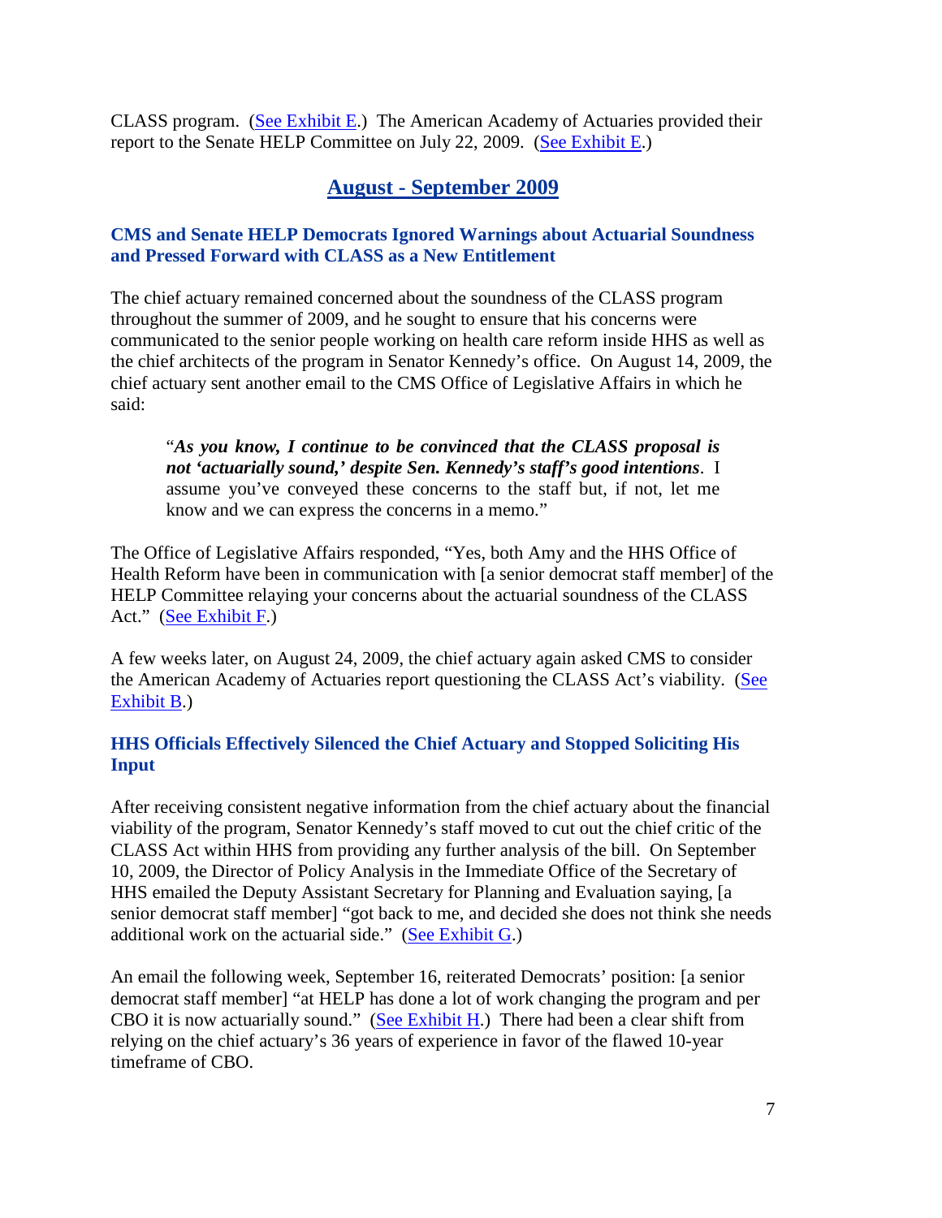CLASS program. (See Exhibit E.) The American Academy of Actuaries provided their report to the Senate HELP Committee on July 22, 2009. (See Exhibit E.)

## August - September 2009

### CMS and Senate HELP Democrats Ignored Warnings about Actuarial Soundness and Pressed Forward with CLASS as a New Entitlement

The chief actuary remained concerned about the soundness of the CLASS program throughout the summer of 2009, and he sought to ensure that his concerns were communicated to the senior people working on health care reform inside HHS as well as the chief architects of the program in Senator Kennedy's office. On August 14, 2009, the chief actuary sent another email to the CMS Office of Legislative Affairs in which he said:

> "***As you know, I continue to be convinced that the CLASS proposal is not 'actuarially sound,' despite Sen. Kennedy's staff's good intentions***. I assume you've conveyed these concerns to the staff but, if not, let me know and we can express the concerns in a memo."

The Office of Legislative Affairs responded, "Yes, both Amy and the HHS Office of Health Reform have been in communication with [a senior democrat staff member] of the HELP Committee relaying your concerns about the actuarial soundness of the CLASS Act." (See Exhibit F.)

A few weeks later, on August 24, 2009, the chief actuary again asked CMS to consider the American Academy of Actuaries report questioning the CLASS Act's viability. (See Exhibit B.)

### HHS Officials Effectively Silenced the Chief Actuary and Stopped Soliciting His Input

After receiving consistent negative information from the chief actuary about the financial viability of the program, Senator Kennedy's staff moved to cut out the chief critic of the CLASS Act within HHS from providing any further analysis of the bill. On September 10, 2009, the Director of Policy Analysis in the Immediate Office of the Secretary of HHS emailed the Deputy Assistant Secretary for Planning and Evaluation saying, [a senior democrat staff member] "got back to me, and decided she does not think she needs additional work on the actuarial side." (See Exhibit G.)

An email the following week, September 16, reiterated Democrats' position: [a senior democrat staff member] "at HELP has done a lot of work changing the program and per CBO it is now actuarially sound." (See Exhibit H.) There had been a clear shift from relying on the chief actuary's 36 years of experience in favor of the flawed 10-year timeframe of CBO.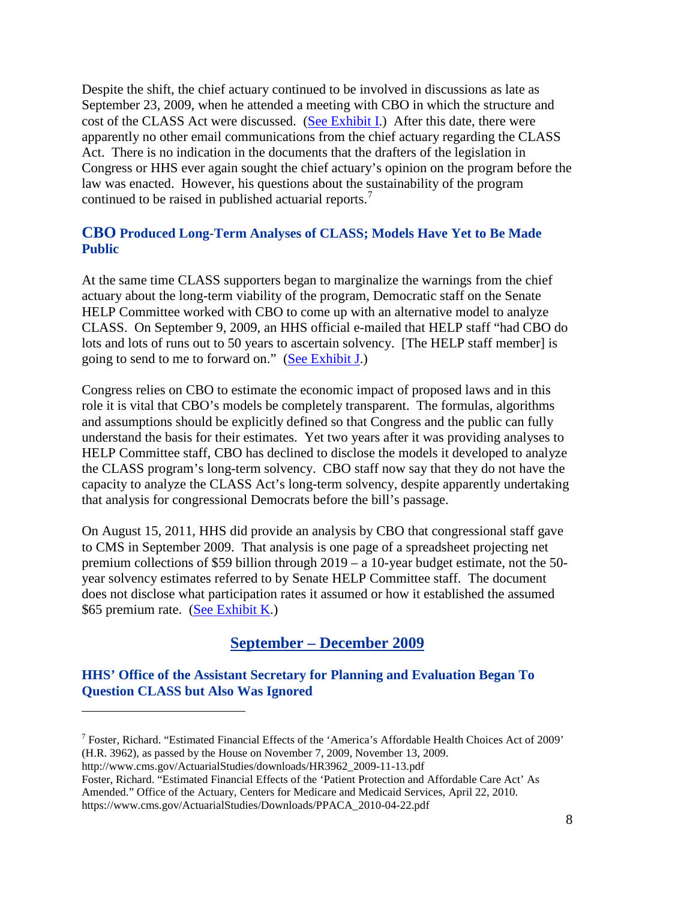Despite the shift, the chief actuary continued to be involved in discussions as late as September 23, 2009, when he attended a meeting with CBO in which the structure and cost of the CLASS Act were discussed. (See Exhibit I.) After this date, there were apparently no other email communications from the chief actuary regarding the CLASS Act. There is no indication in the documents that the drafters of the legislation in Congress or HHS ever again sought the chief actuary's opinion on the program before the law was enacted. However, his questions about the sustainability of the program continued to be raised in published actuarial reports.[7]

### CBO Produced Long-Term Analyses of CLASS; Models Have Yet to Be Made Public

At the same time CLASS supporters began to marginalize the warnings from the chief actuary about the long-term viability of the program, Democratic staff on the Senate HELP Committee worked with CBO to come up with an alternative model to analyze CLASS. On September 9, 2009, an HHS official e-mailed that HELP staff "had CBO do lots and lots of runs out to 50 years to ascertain solvency. [The HELP staff member] is going to send to me to forward on." (See Exhibit J.)

Congress relies on CBO to estimate the economic impact of proposed laws and in this role it is vital that CBO's models be completely transparent. The formulas, algorithms and assumptions should be explicitly defined so that Congress and the public can fully understand the basis for their estimates. Yet two years after it was providing analyses to HELP Committee staff, CBO has declined to disclose the models it developed to analyze the CLASS program's long-term solvency. CBO staff now say that they do not have the capacity to analyze the CLASS Act's long-term solvency, despite apparently undertaking that analysis for congressional Democrats before the bill's passage.

On August 15, 2011, HHS did provide an analysis by CBO that congressional staff gave to CMS in September 2009. That analysis is one page of a spreadsheet projecting net premium collections of $59 billion through 2019 – a 10-year budget estimate, not the 50-year solvency estimates referred to by Senate HELP Committee staff. The document does not disclose what participation rates it assumed or how it established the assumed $65 premium rate. (See Exhibit K.)

## September – December 2009

### HHS' Office of the Assistant Secretary for Planning and Evaluation Began To Question CLASS but Also Was Ignored

---

[7] Foster, Richard. "Estimated Financial Effects of the 'America's Affordable Health Choices Act of 2009' (H.R. 3962), as passed by the House on November 7, 2009, November 13, 2009. http://www.cms.gov/ActuarialStudies/downloads/HR3962_2009-11-13.pdf

Foster, Richard. "Estimated Financial Effects of the 'Patient Protection and Affordable Care Act' As Amended." Office of the Actuary, Centers for Medicare and Medicaid Services, April 22, 2010. https://www.cms.gov/ActuarialStudies/Downloads/PPACA_2010-04-22.pdf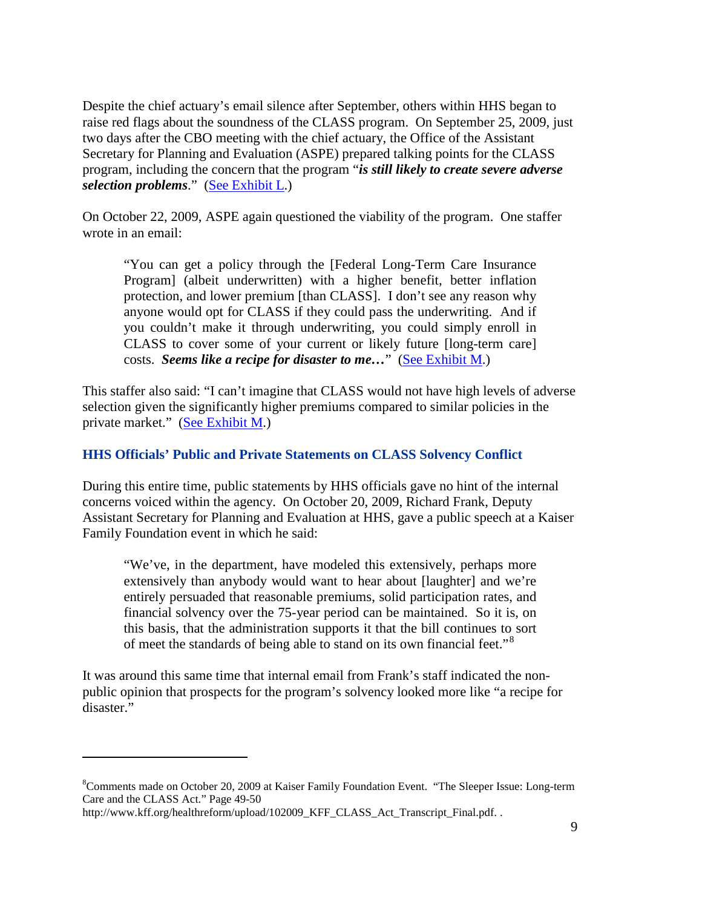Despite the chief actuary's email silence after September, others within HHS began to raise red flags about the soundness of the CLASS program. On September 25, 2009, just two days after the CBO meeting with the chief actuary, the Office of the Assistant Secretary for Planning and Evaluation (ASPE) prepared talking points for the CLASS program, including the concern that the program "***is still likely to create severe adverse selection problems***." (See Exhibit L.)

On October 22, 2009, ASPE again questioned the viability of the program. One staffer wrote in an email:

> "You can get a policy through the [Federal Long-Term Care Insurance Program] (albeit underwritten) with a higher benefit, better inflation protection, and lower premium [than CLASS]. I don't see any reason why anyone would opt for CLASS if they could pass the underwriting. And if you couldn't make it through underwriting, you could simply enroll in CLASS to cover some of your current or likely future [long-term care] costs. ***Seems like a recipe for disaster to me…***" (See Exhibit M.)

This staffer also said: "I can't imagine that CLASS would not have high levels of adverse selection given the significantly higher premiums compared to similar policies in the private market." (See Exhibit M.)

### HHS Officials' Public and Private Statements on CLASS Solvency Conflict

During this entire time, public statements by HHS officials gave no hint of the internal concerns voiced within the agency. On October 20, 2009, Richard Frank, Deputy Assistant Secretary for Planning and Evaluation at HHS, gave a public speech at a Kaiser Family Foundation event in which he said:

> "We've, in the department, have modeled this extensively, perhaps more extensively than anybody would want to hear about [laughter] and we're entirely persuaded that reasonable premiums, solid participation rates, and financial solvency over the 75-year period can be maintained. So it is, on this basis, that the administration supports it that the bill continues to sort of meet the standards of being able to stand on its own financial feet."[8]

It was around this same time that internal email from Frank's staff indicated the non-public opinion that prospects for the program's solvency looked more like "a recipe for disaster."

---

[8]Comments made on October 20, 2009 at Kaiser Family Foundation Event. "The Sleeper Issue: Long-term Care and the CLASS Act." Page 49-50 http://www.kff.org/healthreform/upload/102009_KFF_CLASS_Act_Transcript_Final.pdf. .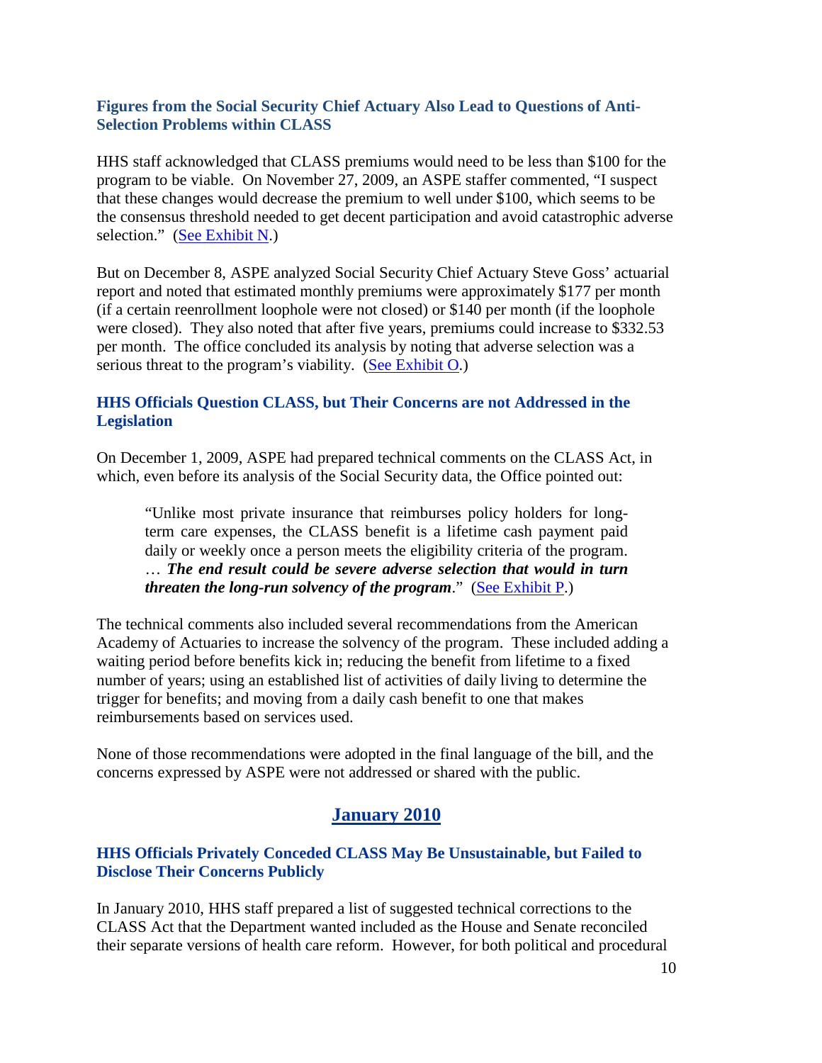### Figures from the Social Security Chief Actuary Also Lead to Questions of Anti-Selection Problems within CLASS

HHS staff acknowledged that CLASS premiums would need to be less than $100 for the program to be viable. On November 27, 2009, an ASPE staffer commented, "I suspect that these changes would decrease the premium to well under $100, which seems to be the consensus threshold needed to get decent participation and avoid catastrophic adverse selection." (See Exhibit N.)

But on December 8, ASPE analyzed Social Security Chief Actuary Steve Goss' actuarial report and noted that estimated monthly premiums were approximately $177 per month (if a certain reenrollment loophole were not closed) or $140 per month (if the loophole were closed). They also noted that after five years, premiums could increase to $332.53 per month. The office concluded its analysis by noting that adverse selection was a serious threat to the program's viability. (See Exhibit O.)

### HHS Officials Question CLASS, but Their Concerns are not Addressed in the Legislation

On December 1, 2009, ASPE had prepared technical comments on the CLASS Act, in which, even before its analysis of the Social Security data, the Office pointed out:

> "Unlike most private insurance that reimburses policy holders for long-term care expenses, the CLASS benefit is a lifetime cash payment paid daily or weekly once a person meets the eligibility criteria of the program. … ***The end result could be severe adverse selection that would in turn threaten the long-run solvency of the program***." (See Exhibit P.)

The technical comments also included several recommendations from the American Academy of Actuaries to increase the solvency of the program. These included adding a waiting period before benefits kick in; reducing the benefit from lifetime to a fixed number of years; using an established list of activities of daily living to determine the trigger for benefits; and moving from a daily cash benefit to one that makes reimbursements based on services used.

None of those recommendations were adopted in the final language of the bill, and the concerns expressed by ASPE were not addressed or shared with the public.

## January 2010

### HHS Officials Privately Conceded CLASS May Be Unsustainable, but Failed to Disclose Their Concerns Publicly

In January 2010, HHS staff prepared a list of suggested technical corrections to the CLASS Act that the Department wanted included as the House and Senate reconciled their separate versions of health care reform. However, for both political and procedural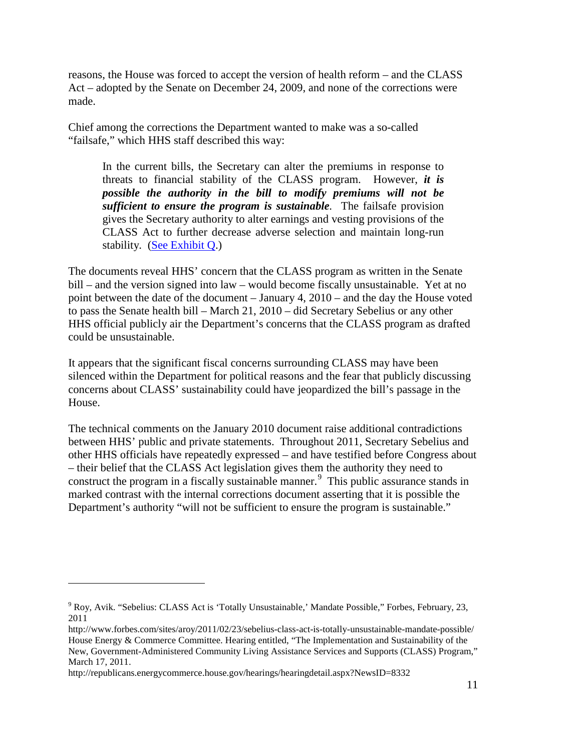reasons, the House was forced to accept the version of health reform – and the CLASS Act – adopted by the Senate on December 24, 2009, and none of the corrections were made.

Chief among the corrections the Department wanted to make was a so-called "failsafe," which HHS staff described this way:

> In the current bills, the Secretary can alter the premiums in response to threats to financial stability of the CLASS program. However, ***it is possible the authority in the bill to modify premiums will not be sufficient to ensure the program is sustainable***. The failsafe provision gives the Secretary authority to alter earnings and vesting provisions of the CLASS Act to further decrease adverse selection and maintain long-run stability. (See Exhibit Q.)

The documents reveal HHS' concern that the CLASS program as written in the Senate bill – and the version signed into law – would become fiscally unsustainable. Yet at no point between the date of the document – January 4, 2010 – and the day the House voted to pass the Senate health bill – March 21, 2010 – did Secretary Sebelius or any other HHS official publicly air the Department's concerns that the CLASS program as drafted could be unsustainable.

It appears that the significant fiscal concerns surrounding CLASS may have been silenced within the Department for political reasons and the fear that publicly discussing concerns about CLASS' sustainability could have jeopardized the bill's passage in the House.

The technical comments on the January 2010 document raise additional contradictions between HHS' public and private statements. Throughout 2011, Secretary Sebelius and other HHS officials have repeatedly expressed – and have testified before Congress about – their belief that the CLASS Act legislation gives them the authority they need to construct the program in a fiscally sustainable manner.[9] This public assurance stands in marked contrast with the internal corrections document asserting that it is possible the Department's authority "will not be sufficient to ensure the program is sustainable."

---

[9] Roy, Avik. "Sebelius: CLASS Act is 'Totally Unsustainable,' Mandate Possible," Forbes, February, 23, 2011
http://www.forbes.com/sites/aroy/2011/02/23/sebelius-class-act-is-totally-unsustainable-mandate-possible/
House Energy & Commerce Committee. Hearing entitled, "The Implementation and Sustainability of the New, Government-Administered Community Living Assistance Services and Supports (CLASS) Program," March 17, 2011.
http://republicans.energycommerce.house.gov/hearings/hearingdetail.aspx?NewsID=8332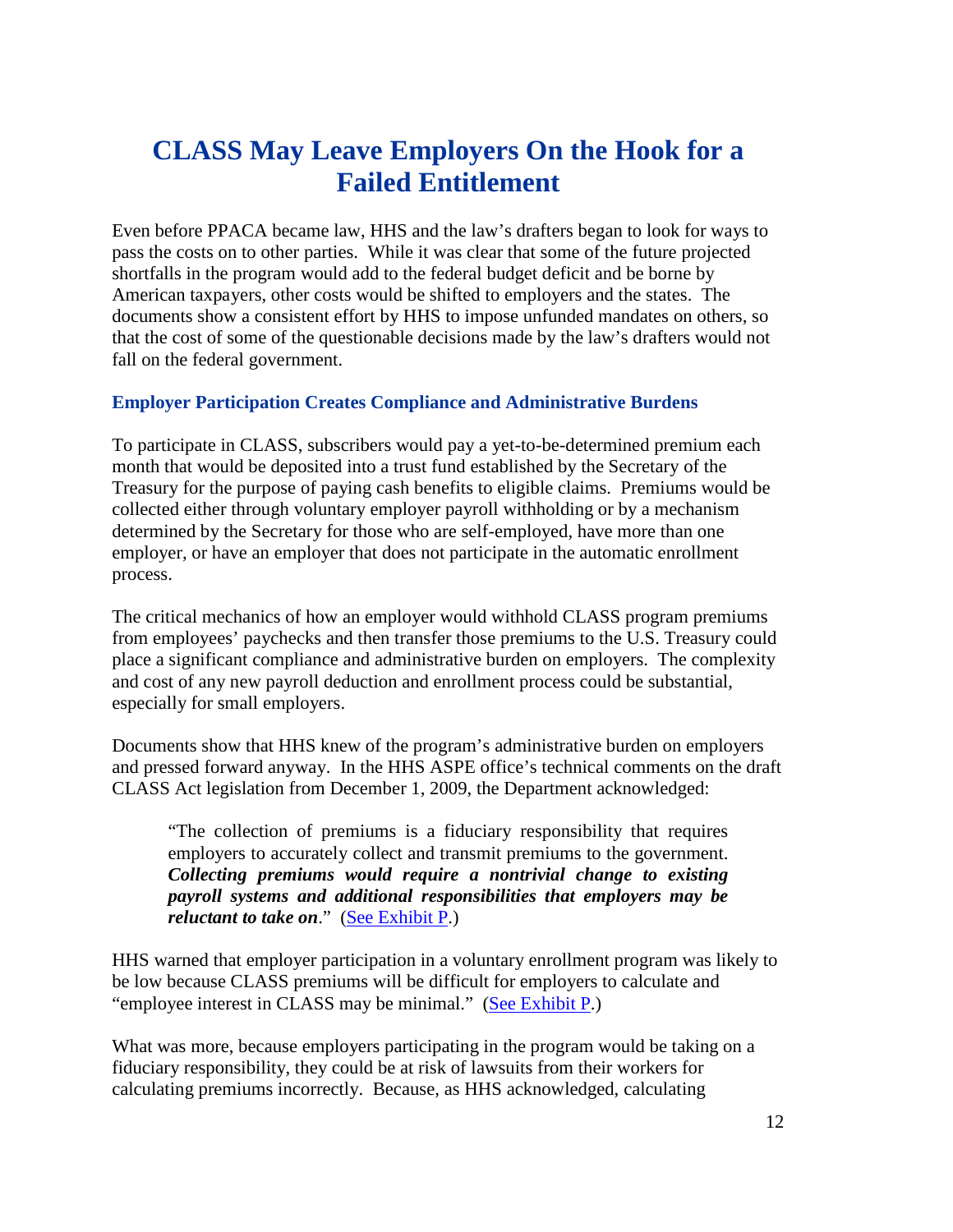# CLASS May Leave Employers On the Hook for a Failed Entitlement

Even before PPACA became law, HHS and the law's drafters began to look for ways to pass the costs on to other parties. While it was clear that some of the future projected shortfalls in the program would add to the federal budget deficit and be borne by American taxpayers, other costs would be shifted to employers and the states. The documents show a consistent effort by HHS to impose unfunded mandates on others, so that the cost of some of the questionable decisions made by the law's drafters would not fall on the federal government.

### Employer Participation Creates Compliance and Administrative Burdens

To participate in CLASS, subscribers would pay a yet-to-be-determined premium each month that would be deposited into a trust fund established by the Secretary of the Treasury for the purpose of paying cash benefits to eligible claims. Premiums would be collected either through voluntary employer payroll withholding or by a mechanism determined by the Secretary for those who are self-employed, have more than one employer, or have an employer that does not participate in the automatic enrollment process.

The critical mechanics of how an employer would withhold CLASS program premiums from employees' paychecks and then transfer those premiums to the U.S. Treasury could place a significant compliance and administrative burden on employers. The complexity and cost of any new payroll deduction and enrollment process could be substantial, especially for small employers.

Documents show that HHS knew of the program's administrative burden on employers and pressed forward anyway. In the HHS ASPE office's technical comments on the draft CLASS Act legislation from December 1, 2009, the Department acknowledged:

> "The collection of premiums is a fiduciary responsibility that requires employers to accurately collect and transmit premiums to the government. ***Collecting premiums would require a nontrivial change to existing payroll systems and additional responsibilities that employers may be reluctant to take on***." (See Exhibit P.)

HHS warned that employer participation in a voluntary enrollment program was likely to be low because CLASS premiums will be difficult for employers to calculate and "employee interest in CLASS may be minimal." (See Exhibit P.)

What was more, because employers participating in the program would be taking on a fiduciary responsibility, they could be at risk of lawsuits from their workers for calculating premiums incorrectly. Because, as HHS acknowledged, calculating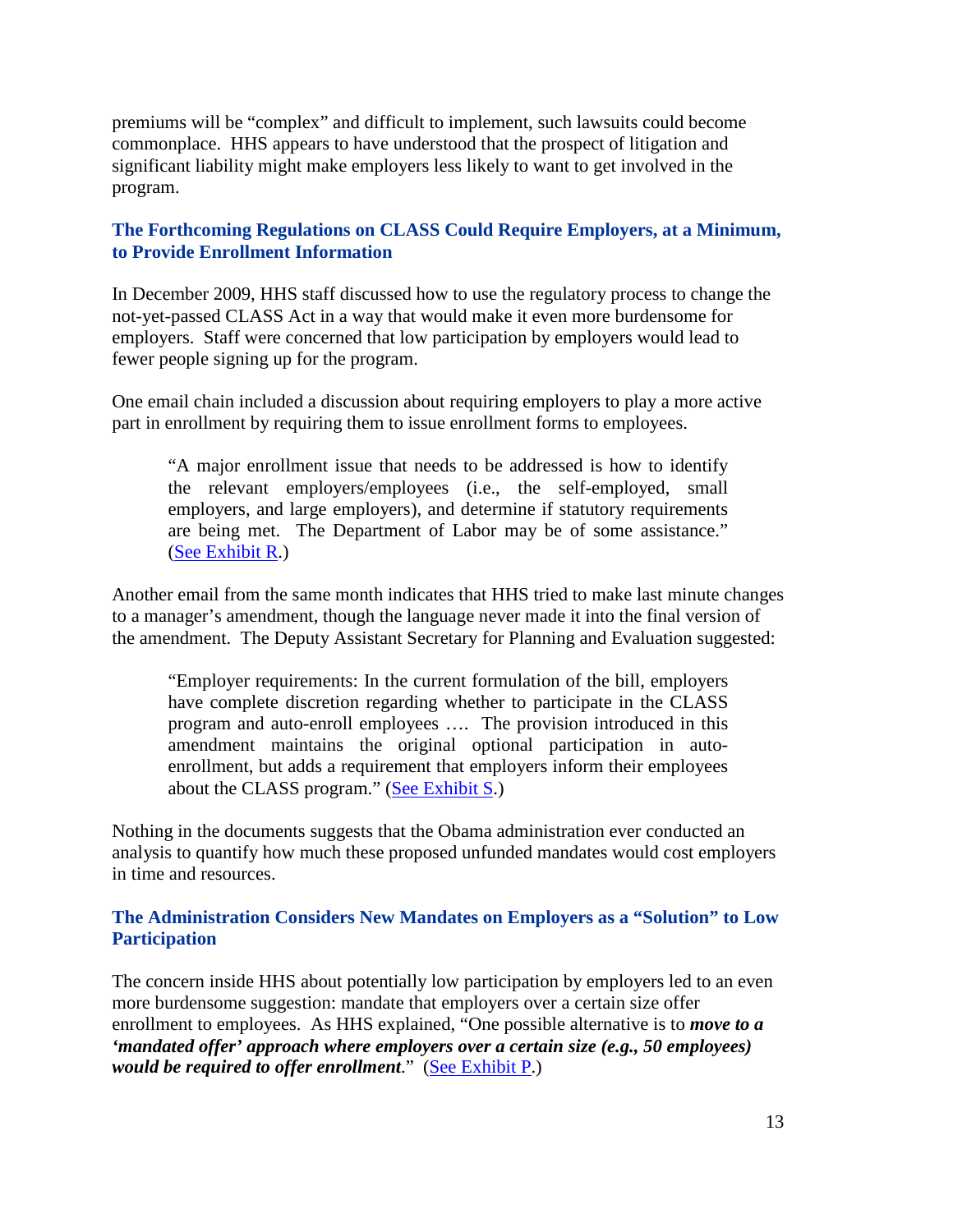premiums will be "complex" and difficult to implement, such lawsuits could become commonplace. HHS appears to have understood that the prospect of litigation and significant liability might make employers less likely to want to get involved in the program.

## The Forthcoming Regulations on CLASS Could Require Employers, at a Minimum, to Provide Enrollment Information

In December 2009, HHS staff discussed how to use the regulatory process to change the not-yet-passed CLASS Act in a way that would make it even more burdensome for employers. Staff were concerned that low participation by employers would lead to fewer people signing up for the program.

One email chain included a discussion about requiring employers to play a more active part in enrollment by requiring them to issue enrollment forms to employees.

> "A major enrollment issue that needs to be addressed is how to identify the relevant employers/employees (i.e., the self-employed, small employers, and large employers), and determine if statutory requirements are being met. The Department of Labor may be of some assistance." (See Exhibit R.)

Another email from the same month indicates that HHS tried to make last minute changes to a manager's amendment, though the language never made it into the final version of the amendment. The Deputy Assistant Secretary for Planning and Evaluation suggested:

> "Employer requirements: In the current formulation of the bill, employers have complete discretion regarding whether to participate in the CLASS program and auto-enroll employees …. The provision introduced in this amendment maintains the original optional participation in auto-enrollment, but adds a requirement that employers inform their employees about the CLASS program." (See Exhibit S.)

Nothing in the documents suggests that the Obama administration ever conducted an analysis to quantify how much these proposed unfunded mandates would cost employers in time and resources.

## The Administration Considers New Mandates on Employers as a "Solution" to Low Participation

The concern inside HHS about potentially low participation by employers led to an even more burdensome suggestion: mandate that employers over a certain size offer enrollment to employees. As HHS explained, "One possible alternative is to ***move to a 'mandated offer' approach where employers over a certain size (e.g., 50 employees) would be required to offer enrollment***." (See Exhibit P.)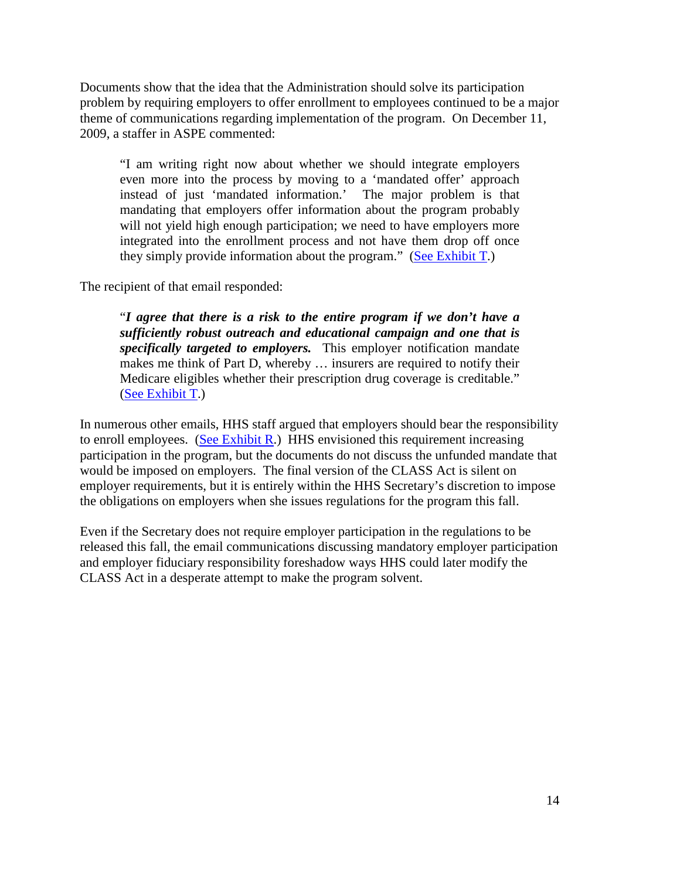Documents show that the idea that the Administration should solve its participation problem by requiring employers to offer enrollment to employees continued to be a major theme of communications regarding implementation of the program. On December 11, 2009, a staffer in ASPE commented:

> "I am writing right now about whether we should integrate employers even more into the process by moving to a 'mandated offer' approach instead of just 'mandated information.' The major problem is that mandating that employers offer information about the program probably will not yield high enough participation; we need to have employers more integrated into the enrollment process and not have them drop off once they simply provide information about the program." (See Exhibit T.)

The recipient of that email responded:

> "***I agree that there is a risk to the entire program if we don't have a sufficiently robust outreach and educational campaign and one that is specifically targeted to employers.*** This employer notification mandate makes me think of Part D, whereby … insurers are required to notify their Medicare eligibles whether their prescription drug coverage is creditable." (See Exhibit T.)

In numerous other emails, HHS staff argued that employers should bear the responsibility to enroll employees. (See Exhibit R.) HHS envisioned this requirement increasing participation in the program, but the documents do not discuss the unfunded mandate that would be imposed on employers. The final version of the CLASS Act is silent on employer requirements, but it is entirely within the HHS Secretary's discretion to impose the obligations on employers when she issues regulations for the program this fall.

Even if the Secretary does not require employer participation in the regulations to be released this fall, the email communications discussing mandatory employer participation and employer fiduciary responsibility foreshadow ways HHS could later modify the CLASS Act in a desperate attempt to make the program solvent.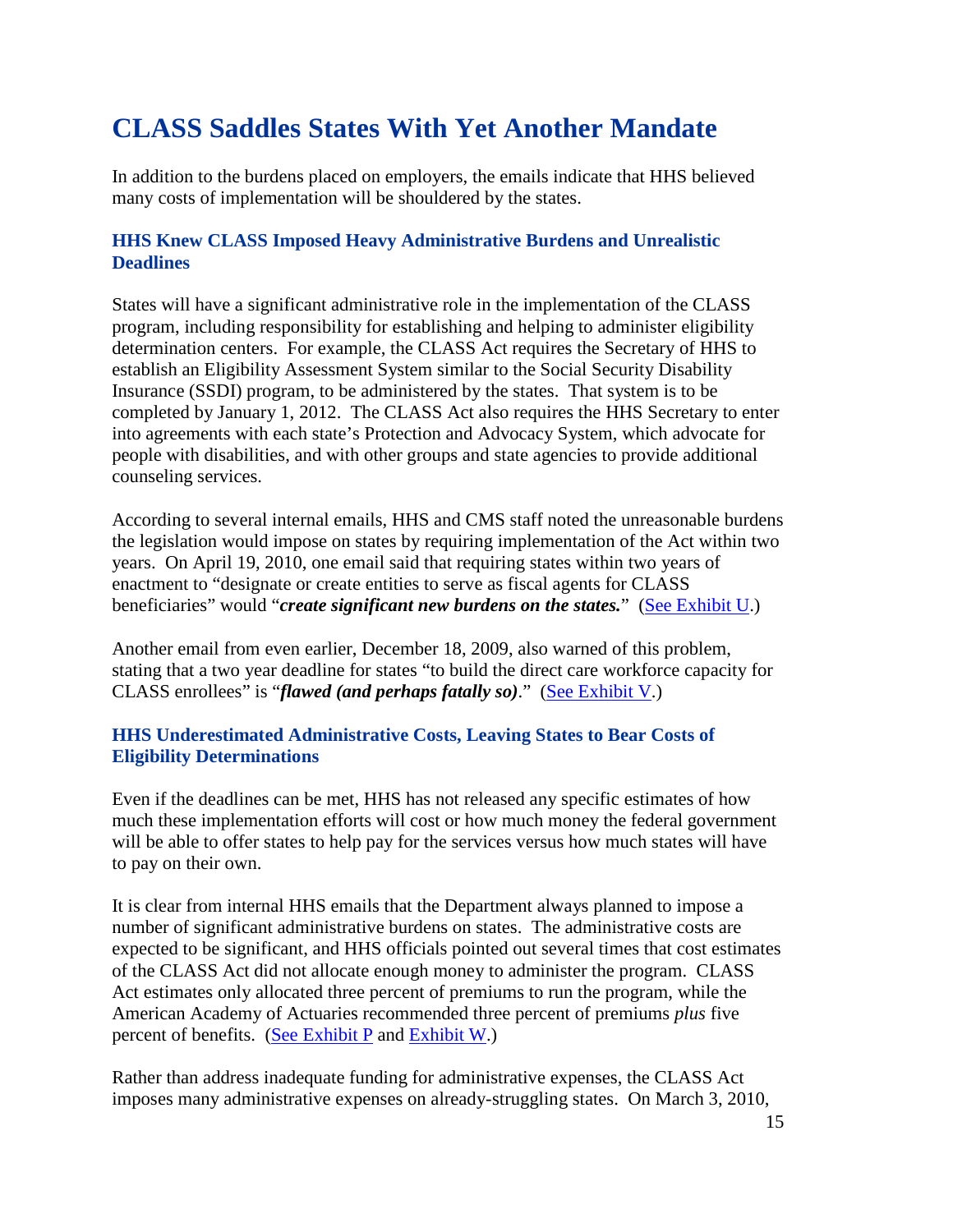# CLASS Saddles States With Yet Another Mandate

In addition to the burdens placed on employers, the emails indicate that HHS believed many costs of implementation will be shouldered by the states.

### HHS Knew CLASS Imposed Heavy Administrative Burdens and Unrealistic Deadlines

States will have a significant administrative role in the implementation of the CLASS program, including responsibility for establishing and helping to administer eligibility determination centers. For example, the CLASS Act requires the Secretary of HHS to establish an Eligibility Assessment System similar to the Social Security Disability Insurance (SSDI) program, to be administered by the states. That system is to be completed by January 1, 2012. The CLASS Act also requires the HHS Secretary to enter into agreements with each state's Protection and Advocacy System, which advocate for people with disabilities, and with other groups and state agencies to provide additional counseling services.

According to several internal emails, HHS and CMS staff noted the unreasonable burdens the legislation would impose on states by requiring implementation of the Act within two years. On April 19, 2010, one email said that requiring states within two years of enactment to "designate or create entities to serve as fiscal agents for CLASS beneficiaries" would "***create significant new burdens on the states.***" (See Exhibit U.)

Another email from even earlier, December 18, 2009, also warned of this problem, stating that a two year deadline for states "to build the direct care workforce capacity for CLASS enrollees" is "***flawed (and perhaps fatally so)***." (See Exhibit V.)

### HHS Underestimated Administrative Costs, Leaving States to Bear Costs of Eligibility Determinations

Even if the deadlines can be met, HHS has not released any specific estimates of how much these implementation efforts will cost or how much money the federal government will be able to offer states to help pay for the services versus how much states will have to pay on their own.

It is clear from internal HHS emails that the Department always planned to impose a number of significant administrative burdens on states. The administrative costs are expected to be significant, and HHS officials pointed out several times that cost estimates of the CLASS Act did not allocate enough money to administer the program. CLASS Act estimates only allocated three percent of premiums to run the program, while the American Academy of Actuaries recommended three percent of premiums *plus* five percent of benefits. (See Exhibit P and Exhibit W.)

Rather than address inadequate funding for administrative expenses, the CLASS Act imposes many administrative expenses on already-struggling states. On March 3, 2010,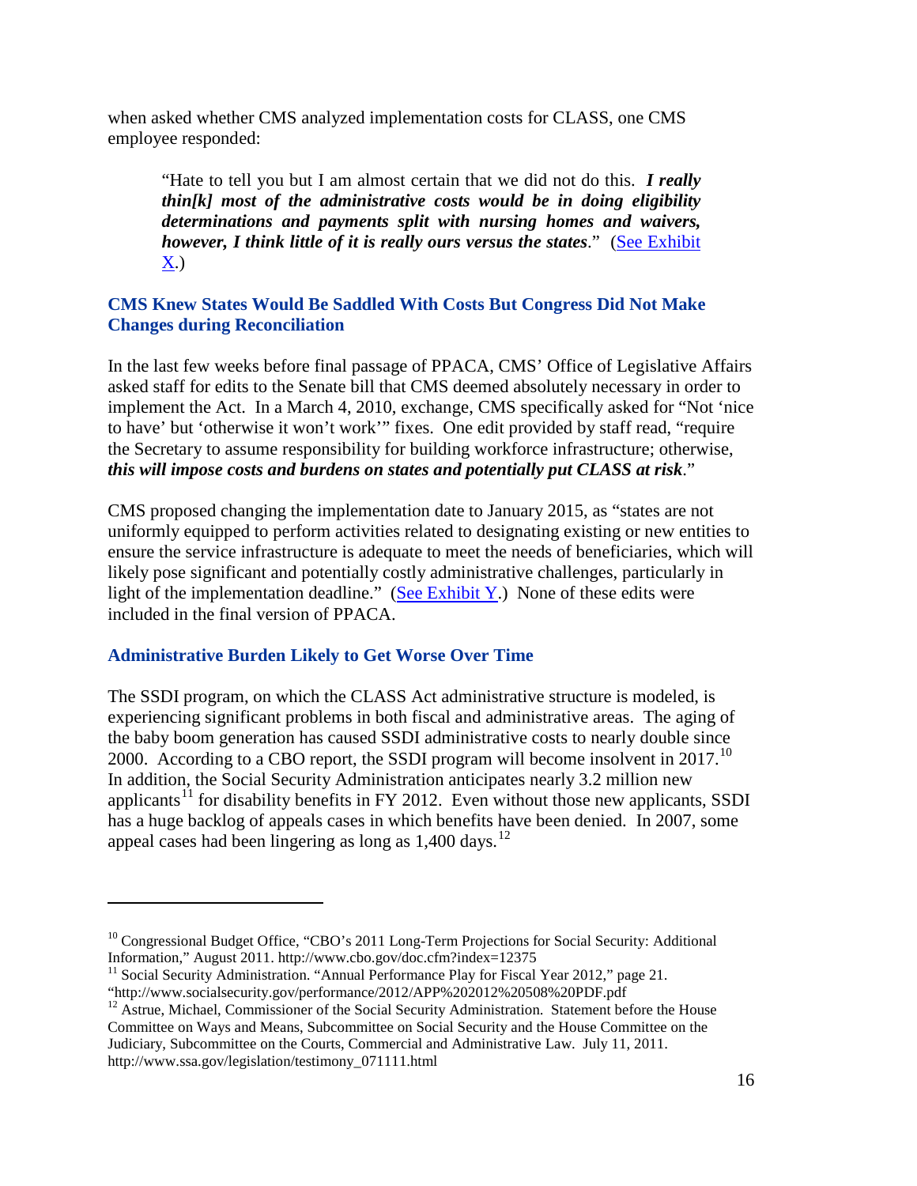when asked whether CMS analyzed implementation costs for CLASS, one CMS employee responded:

> "Hate to tell you but I am almost certain that we did not do this. ***I really thin[k] most of the administrative costs would be in doing eligibility determinations and payments split with nursing homes and waivers, however, I think little of it is really ours versus the states***." (See Exhibit X.)

### CMS Knew States Would Be Saddled With Costs But Congress Did Not Make Changes during Reconciliation

In the last few weeks before final passage of PPACA, CMS' Office of Legislative Affairs asked staff for edits to the Senate bill that CMS deemed absolutely necessary in order to implement the Act. In a March 4, 2010, exchange, CMS specifically asked for "Not 'nice to have' but 'otherwise it won't work'" fixes. One edit provided by staff read, "require the Secretary to assume responsibility for building workforce infrastructure; otherwise, ***this will impose costs and burdens on states and potentially put CLASS at risk***."

CMS proposed changing the implementation date to January 2015, as "states are not uniformly equipped to perform activities related to designating existing or new entities to ensure the service infrastructure is adequate to meet the needs of beneficiaries, which will likely pose significant and potentially costly administrative challenges, particularly in light of the implementation deadline." (See Exhibit Y.) None of these edits were included in the final version of PPACA.

### Administrative Burden Likely to Get Worse Over Time

The SSDI program, on which the CLASS Act administrative structure is modeled, is experiencing significant problems in both fiscal and administrative areas. The aging of the baby boom generation has caused SSDI administrative costs to nearly double since 2000. According to a CBO report, the SSDI program will become insolvent in 2017.[10] In addition, the Social Security Administration anticipates nearly 3.2 million new applicants[11] for disability benefits in FY 2012. Even without those new applicants, SSDI has a huge backlog of appeals cases in which benefits have been denied. In 2007, some appeal cases had been lingering as long as 1,400 days.[12]

---

[10] Congressional Budget Office, "CBO's 2011 Long-Term Projections for Social Security: Additional Information," August 2011. http://www.cbo.gov/doc.cfm?index=12375

[11] Social Security Administration. "Annual Performance Play for Fiscal Year 2012," page 21. "http://www.socialsecurity.gov/performance/2012/APP%202012%20508%20PDF.pdf

[12] Astrue, Michael, Commissioner of the Social Security Administration. Statement before the House Committee on Ways and Means, Subcommittee on Social Security and the House Committee on the Judiciary, Subcommittee on the Courts, Commercial and Administrative Law. July 11, 2011. http://www.ssa.gov/legislation/testimony_071111.html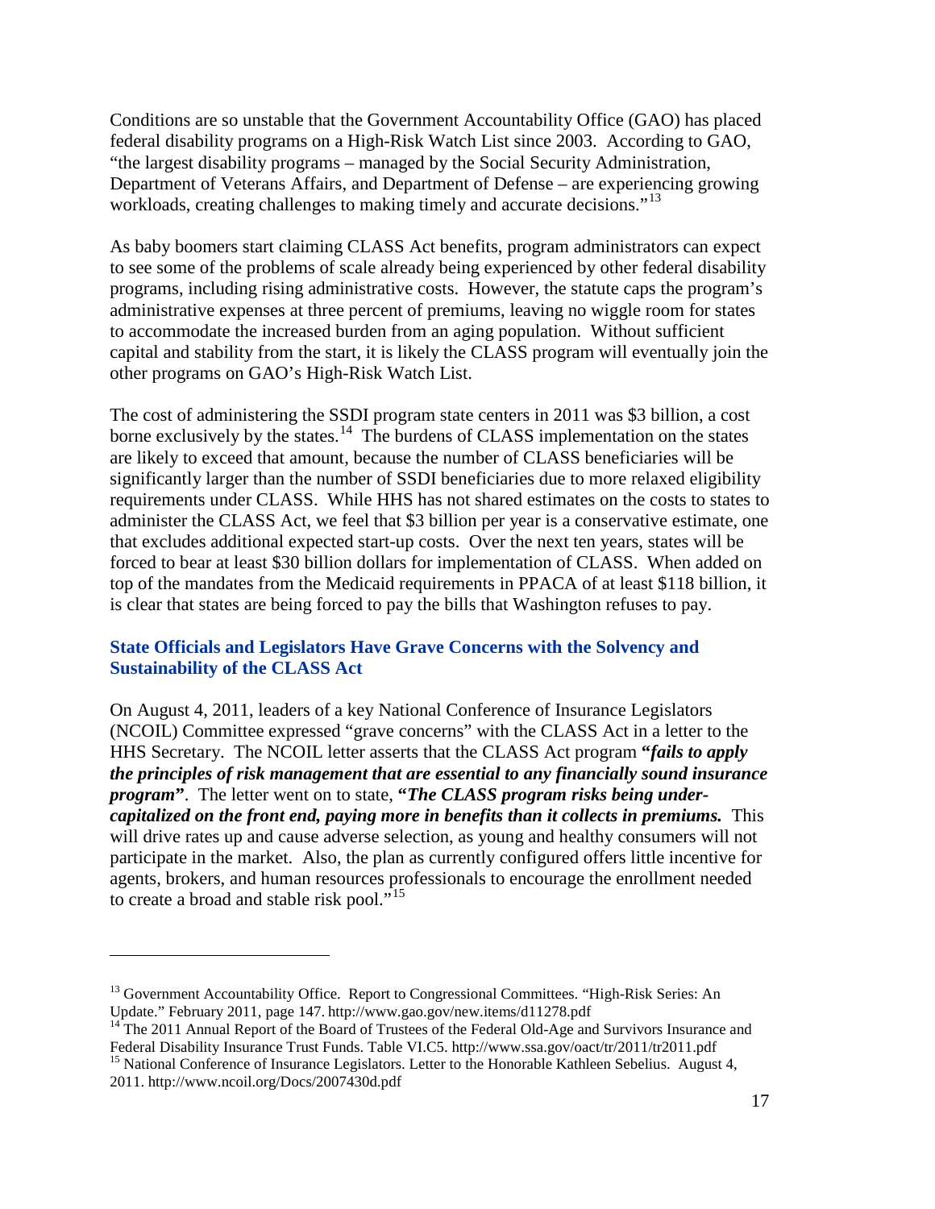Conditions are so unstable that the Government Accountability Office (GAO) has placed federal disability programs on a High-Risk Watch List since 2003. According to GAO, "the largest disability programs – managed by the Social Security Administration, Department of Veterans Affairs, and Department of Defense – are experiencing growing workloads, creating challenges to making timely and accurate decisions."[13]

As baby boomers start claiming CLASS Act benefits, program administrators can expect to see some of the problems of scale already being experienced by other federal disability programs, including rising administrative costs. However, the statute caps the program's administrative expenses at three percent of premiums, leaving no wiggle room for states to accommodate the increased burden from an aging population. Without sufficient capital and stability from the start, it is likely the CLASS program will eventually join the other programs on GAO's High-Risk Watch List.

The cost of administering the SSDI program state centers in 2011 was $3 billion, a cost borne exclusively by the states.[14] The burdens of CLASS implementation on the states are likely to exceed that amount, because the number of CLASS beneficiaries will be significantly larger than the number of SSDI beneficiaries due to more relaxed eligibility requirements under CLASS. While HHS has not shared estimates on the costs to states to administer the CLASS Act, we feel that $3 billion per year is a conservative estimate, one that excludes additional expected start-up costs. Over the next ten years, states will be forced to bear at least $30 billion dollars for implementation of CLASS. When added on top of the mandates from the Medicaid requirements in PPACA of at least $118 billion, it is clear that states are being forced to pay the bills that Washington refuses to pay.

### State Officials and Legislators Have Grave Concerns with the Solvency and Sustainability of the CLASS Act

On August 4, 2011, leaders of a key National Conference of Insurance Legislators (NCOIL) Committee expressed "grave concerns" with the CLASS Act in a letter to the HHS Secretary. The NCOIL letter asserts that the CLASS Act program ***"fails to apply the principles of risk management that are essential to any financially sound insurance program"***. The letter went on to state, **"*The CLASS program risks being under-capitalized on the front end, paying more in benefits than it collects in premiums.*** This will drive rates up and cause adverse selection, as young and healthy consumers will not participate in the market. Also, the plan as currently configured offers little incentive for agents, brokers, and human resources professionals to encourage the enrollment needed to create a broad and stable risk pool."[15]

---

[13] Government Accountability Office. Report to Congressional Committees. "High-Risk Series: An Update." February 2011, page 147. http://www.gao.gov/new.items/d11278.pdf

[14] The 2011 Annual Report of the Board of Trustees of the Federal Old-Age and Survivors Insurance and Federal Disability Insurance Trust Funds. Table VI.C5. http://www.ssa.gov/oact/tr/2011/tr2011.pdf

[15] National Conference of Insurance Legislators. Letter to the Honorable Kathleen Sebelius. August 4, 2011. http://www.ncoil.org/Docs/2007430d.pdf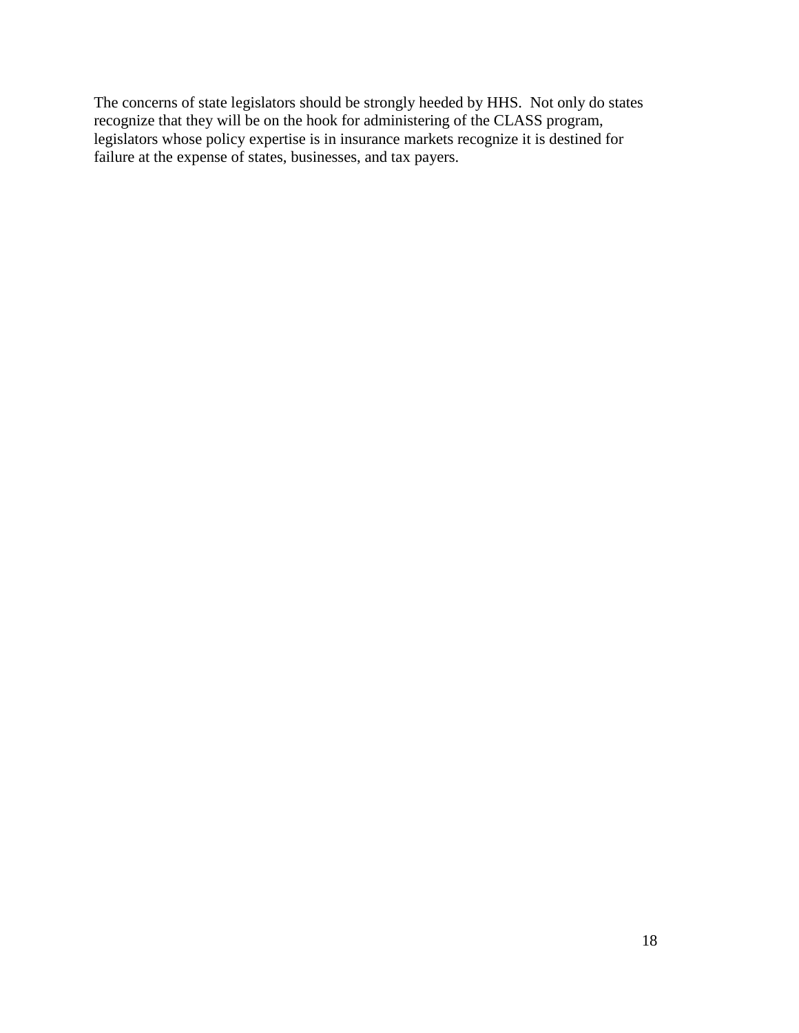The concerns of state legislators should be strongly heeded by HHS. Not only do states recognize that they will be on the hook for administering of the CLASS program, legislators whose policy expertise is in insurance markets recognize it is destined for failure at the expense of states, businesses, and tax payers.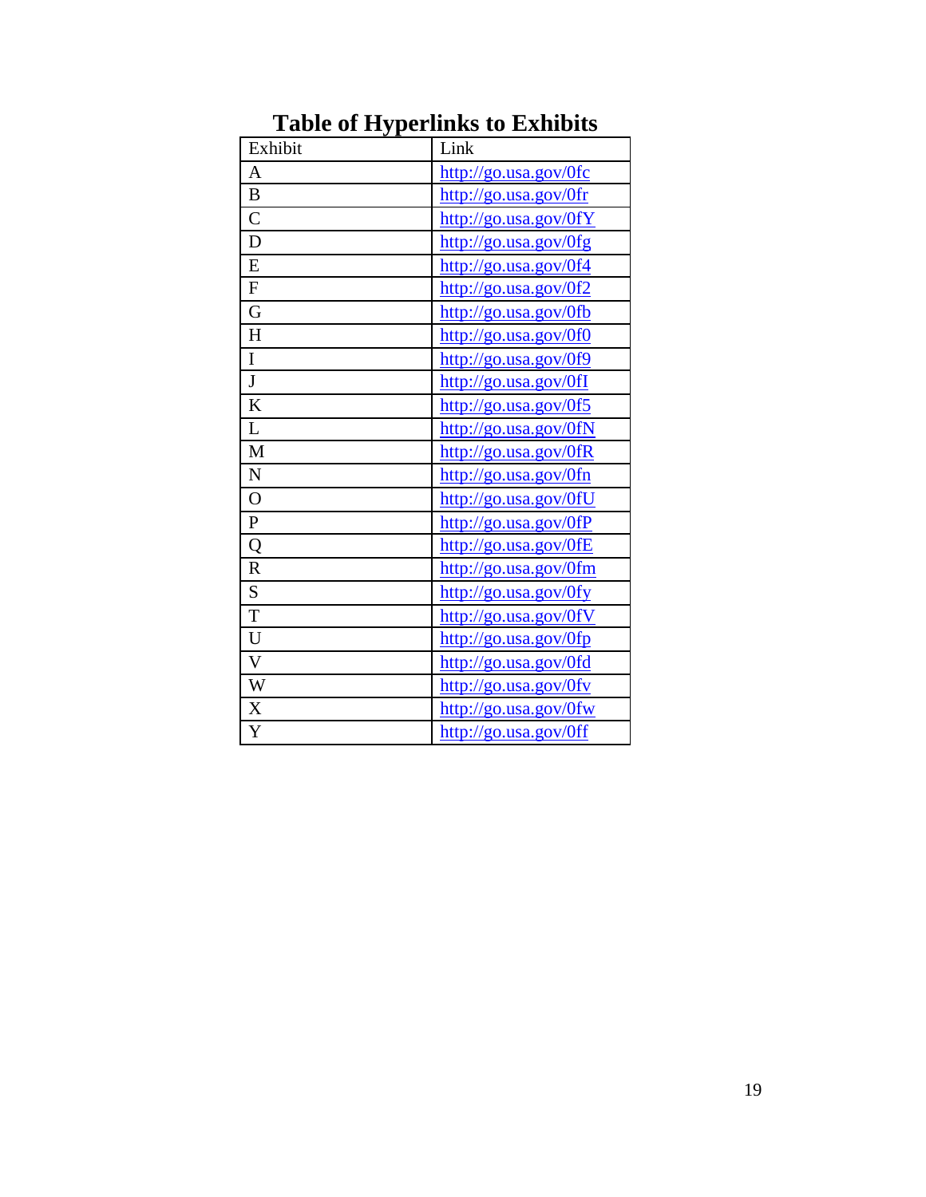## Table of Hyperlinks to Exhibits

| Exhibit | Link |
|---|---|
| A | http://go.usa.gov/0fc |
| B | http://go.usa.gov/0fr |
| C | http://go.usa.gov/0fY |
| D | http://go.usa.gov/0fg |
| E | http://go.usa.gov/0f4 |
| F | http://go.usa.gov/0f2 |
| G | http://go.usa.gov/0fb |
| H | http://go.usa.gov/0f0 |
| I | http://go.usa.gov/0f9 |
| J | http://go.usa.gov/0fI |
| K | http://go.usa.gov/0f5 |
| L | http://go.usa.gov/0fN |
| M | http://go.usa.gov/0fR |
| N | http://go.usa.gov/0fn |
| O | http://go.usa.gov/0fU |
| P | http://go.usa.gov/0fP |
| Q | http://go.usa.gov/0fE |
| R | http://go.usa.gov/0fm |
| S | http://go.usa.gov/0fy |
| T | http://go.usa.gov/0fV |
| U | http://go.usa.gov/0fp |
| V | http://go.usa.gov/0fd |
| W | http://go.usa.gov/0fv |
| X | http://go.usa.gov/0fw |
| Y | http://go.usa.gov/0ff |